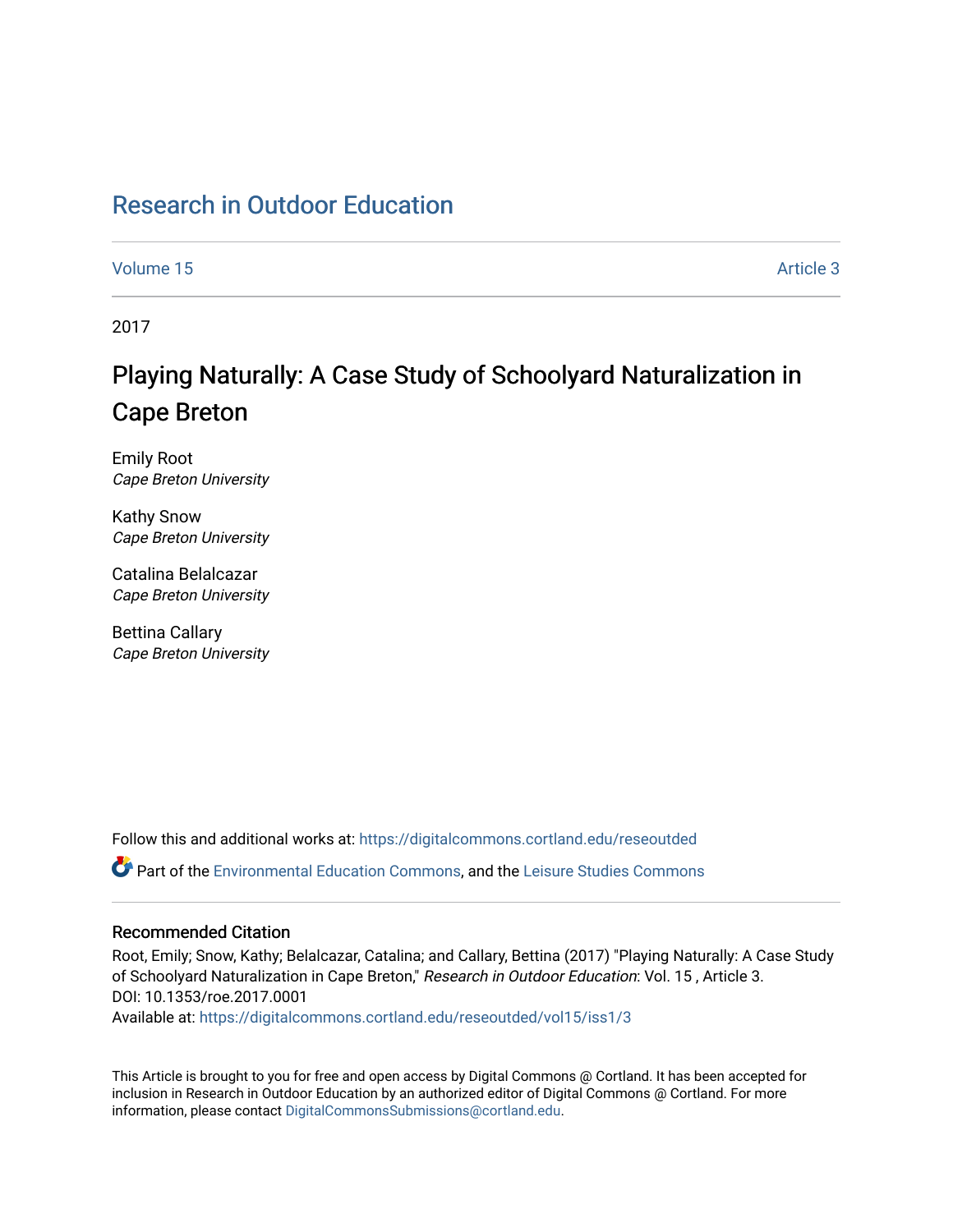# Research in Outdoor Education

Volume 15 Article 3

2017

## Playing Naturally: A Case Study of Schoolyard Naturalization in Cape Breton

Emily Root
*Cape Breton University*

Kathy Snow
*Cape Breton University*

Catalina Belalcazar
*Cape Breton University*

Bettina Callary
*Cape Breton University*

Follow this and additional works at: https://digitalcommons.cortland.edu/reseoutded

Part of the Environmental Education Commons, and the Leisure Studies Commons

### Recommended Citation

Root, Emily; Snow, Kathy; Belalcazar, Catalina; and Callary, Bettina (2017) "Playing Naturally: A Case Study of Schoolyard Naturalization in Cape Breton," *Research in Outdoor Education*: Vol. 15 , Article 3.
DOI: 10.1353/roe.2017.0001
Available at: https://digitalcommons.cortland.edu/reseoutded/vol15/iss1/3

This Article is brought to you for free and open access by Digital Commons @ Cortland. It has been accepted for inclusion in Research in Outdoor Education by an authorized editor of Digital Commons @ Cortland. For more information, please contact DigitalCommonsSubmissions@cortland.edu.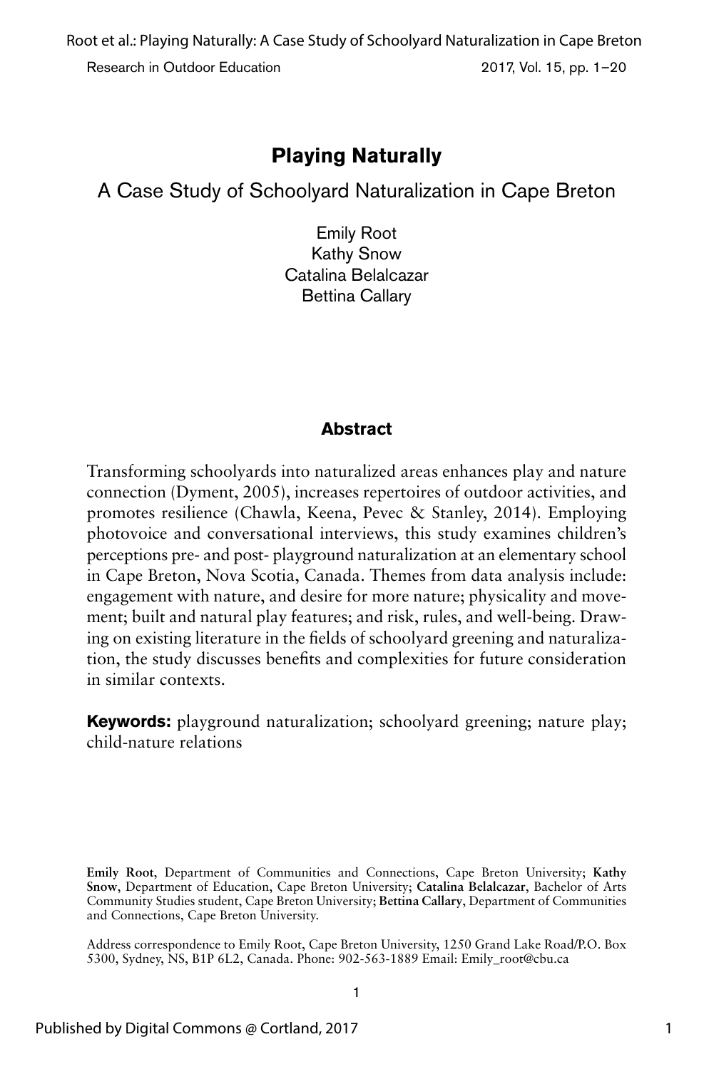# Playing Naturally

## A Case Study of Schoolyard Naturalization in Cape Breton

Emily Root
Kathy Snow
Catalina Belalcazar
Bettina Callary

### Abstract

Transforming schoolyards into naturalized areas enhances play and nature connection (Dyment, 2005), increases repertoires of outdoor activities, and promotes resilience (Chawla, Keena, Pevec & Stanley, 2014). Employing photovoice and conversational interviews, this study examines children's perceptions pre- and post- playground naturalization at an elementary school in Cape Breton, Nova Scotia, Canada. Themes from data analysis include: engagement with nature, and desire for more nature; physicality and movement; built and natural play features; and risk, rules, and well-being. Drawing on existing literature in the fields of schoolyard greening and naturalization, the study discusses benefits and complexities for future consideration in similar contexts.

**Keywords:** playground naturalization; schoolyard greening; nature play; child-nature relations

**Emily Root**, Department of Communities and Connections, Cape Breton University; **Kathy Snow**, Department of Education, Cape Breton University; **Catalina Belalcazar**, Bachelor of Arts Community Studies student, Cape Breton University; **Bettina Callary**, Department of Communities and Connections, Cape Breton University.

Address correspondence to Emily Root, Cape Breton University, 1250 Grand Lake Road/P.O. Box 5300, Sydney, NS, B1P 6L2, Canada. Phone: 902-563-1889 Email: Emily_root@cbu.ca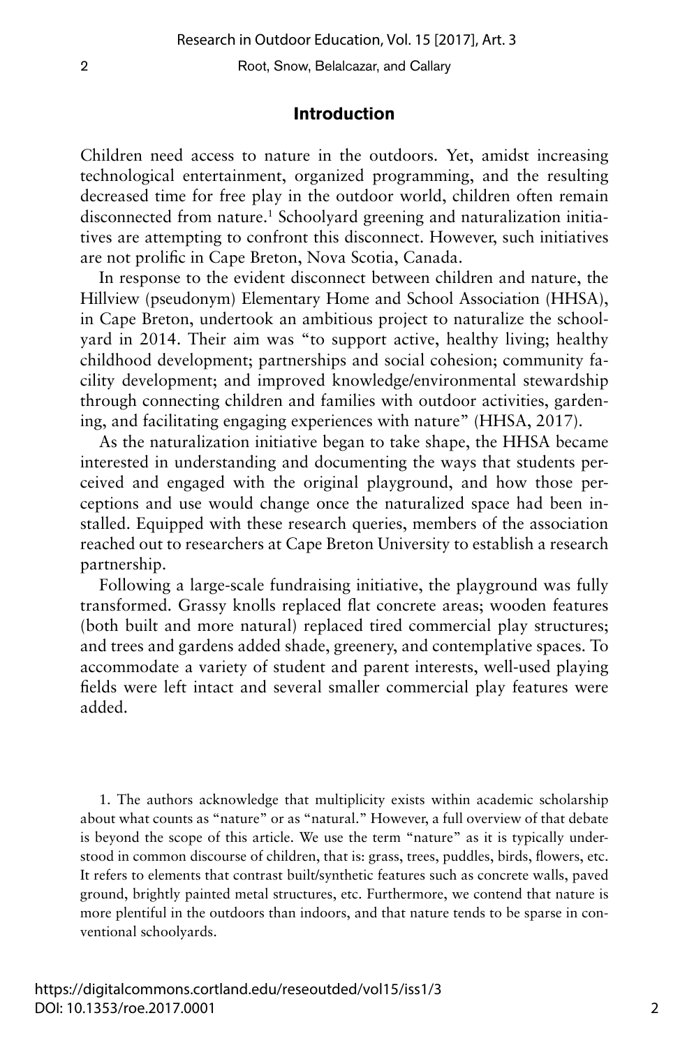## Introduction

Children need access to nature in the outdoors. Yet, amidst increasing technological entertainment, organized programming, and the resulting decreased time for free play in the outdoor world, children often remain disconnected from nature.[1] Schoolyard greening and naturalization initiatives are attempting to confront this disconnect. However, such initiatives are not prolific in Cape Breton, Nova Scotia, Canada.

In response to the evident disconnect between children and nature, the Hillview (pseudonym) Elementary Home and School Association (HHSA), in Cape Breton, undertook an ambitious project to naturalize the schoolyard in 2014. Their aim was "to support active, healthy living; healthy childhood development; partnerships and social cohesion; community facility development; and improved knowledge/environmental stewardship through connecting children and families with outdoor activities, gardening, and facilitating engaging experiences with nature" (HHSA, 2017).

As the naturalization initiative began to take shape, the HHSA became interested in understanding and documenting the ways that students perceived and engaged with the original playground, and how those perceptions and use would change once the naturalized space had been installed. Equipped with these research queries, members of the association reached out to researchers at Cape Breton University to establish a research partnership.

Following a large-scale fundraising initiative, the playground was fully transformed. Grassy knolls replaced flat concrete areas; wooden features (both built and more natural) replaced tired commercial play structures; and trees and gardens added shade, greenery, and contemplative spaces. To accommodate a variety of student and parent interests, well-used playing fields were left intact and several smaller commercial play features were added.

1. The authors acknowledge that multiplicity exists within academic scholarship about what counts as "nature" or as "natural." However, a full overview of that debate is beyond the scope of this article. We use the term "nature" as it is typically understood in common discourse of children, that is: grass, trees, puddles, birds, flowers, etc. It refers to elements that contrast built/synthetic features such as concrete walls, paved ground, brightly painted metal structures, etc. Furthermore, we contend that nature is more plentiful in the outdoors than indoors, and that nature tends to be sparse in conventional schoolyards.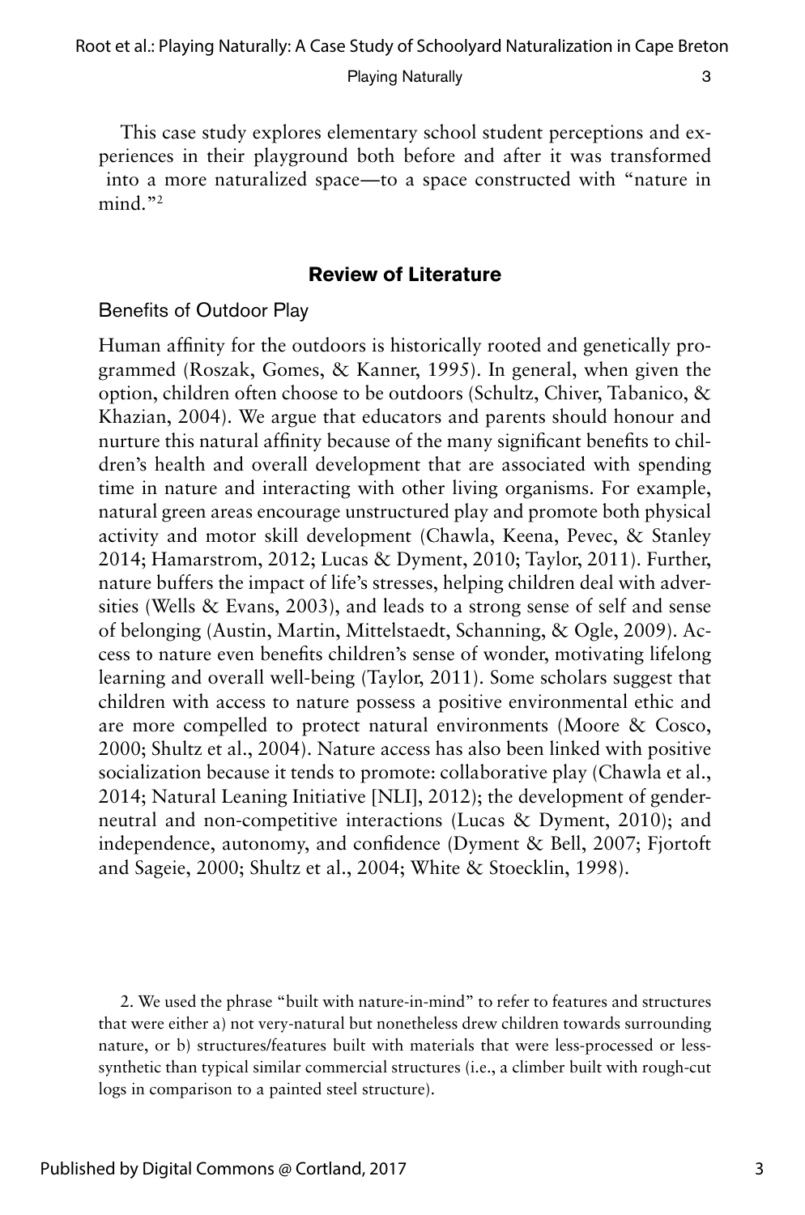This case study explores elementary school student perceptions and experiences in their playground both before and after it was transformed into a more naturalized space—to a space constructed with "nature in mind."[2]

## Review of Literature

### Benefits of Outdoor Play

Human affinity for the outdoors is historically rooted and genetically programmed (Roszak, Gomes, & Kanner, 1995). In general, when given the option, children often choose to be outdoors (Schultz, Chiver, Tabanico, & Khazian, 2004). We argue that educators and parents should honour and nurture this natural affinity because of the many significant benefits to children's health and overall development that are associated with spending time in nature and interacting with other living organisms. For example, natural green areas encourage unstructured play and promote both physical activity and motor skill development (Chawla, Keena, Pevec, & Stanley 2014; Hamarstrom, 2012; Lucas & Dyment, 2010; Taylor, 2011). Further, nature buffers the impact of life's stresses, helping children deal with adversities (Wells & Evans, 2003), and leads to a strong sense of self and sense of belonging (Austin, Martin, Mittelstaedt, Schanning, & Ogle, 2009). Access to nature even benefits children's sense of wonder, motivating lifelong learning and overall well-being (Taylor, 2011). Some scholars suggest that children with access to nature possess a positive environmental ethic and are more compelled to protect natural environments (Moore & Cosco, 2000; Shultz et al., 2004). Nature access has also been linked with positive socialization because it tends to promote: collaborative play (Chawla et al., 2014; Natural Leaning Initiative [NLI], 2012); the development of gender-neutral and non-competitive interactions (Lucas & Dyment, 2010); and independence, autonomy, and confidence (Dyment & Bell, 2007; Fjortoft and Sageie, 2000; Shultz et al., 2004; White & Stoecklin, 1998).

2. We used the phrase "built with nature-in-mind" to refer to features and structures that were either a) not very-natural but nonetheless drew children towards surrounding nature, or b) structures/features built with materials that were less-processed or less-synthetic than typical similar commercial structures (i.e., a climber built with rough-cut logs in comparison to a painted steel structure).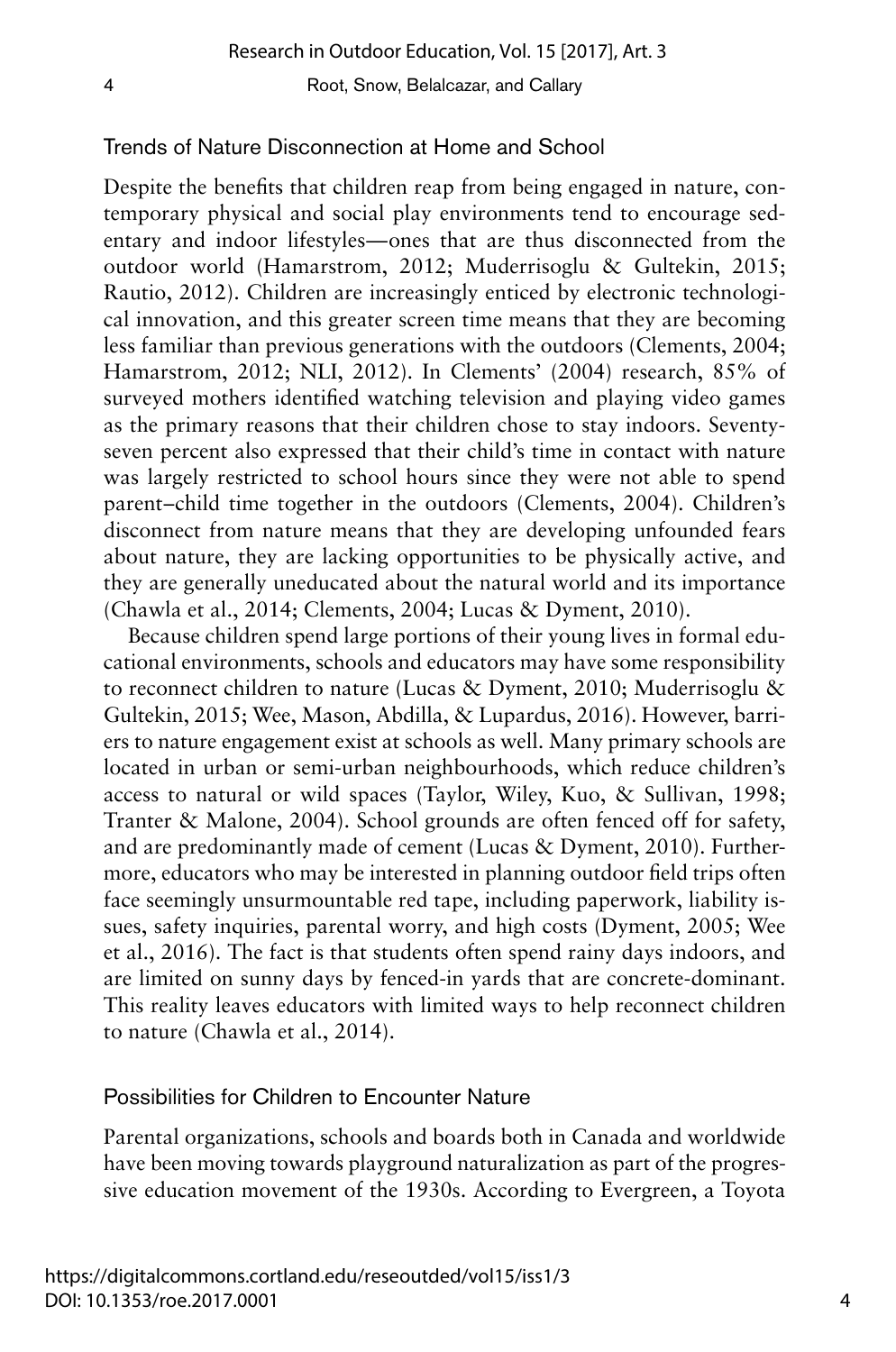## Trends of Nature Disconnection at Home and School

Despite the benefits that children reap from being engaged in nature, contemporary physical and social play environments tend to encourage sedentary and indoor lifestyles—ones that are thus disconnected from the outdoor world (Hamarstrom, 2012; Muderrisoglu & Gultekin, 2015; Rautio, 2012). Children are increasingly enticed by electronic technological innovation, and this greater screen time means that they are becoming less familiar than previous generations with the outdoors (Clements, 2004; Hamarstrom, 2012; NLI, 2012). In Clements' (2004) research, 85% of surveyed mothers identified watching television and playing video games as the primary reasons that their children chose to stay indoors. Seventy-seven percent also expressed that their child's time in contact with nature was largely restricted to school hours since they were not able to spend parent–child time together in the outdoors (Clements, 2004). Children's disconnect from nature means that they are developing unfounded fears about nature, they are lacking opportunities to be physically active, and they are generally uneducated about the natural world and its importance (Chawla et al., 2014; Clements, 2004; Lucas & Dyment, 2010).

Because children spend large portions of their young lives in formal educational environments, schools and educators may have some responsibility to reconnect children to nature (Lucas & Dyment, 2010; Muderrisoglu & Gultekin, 2015; Wee, Mason, Abdilla, & Lupardus, 2016). However, barriers to nature engagement exist at schools as well. Many primary schools are located in urban or semi-urban neighbourhoods, which reduce children's access to natural or wild spaces (Taylor, Wiley, Kuo, & Sullivan, 1998; Tranter & Malone, 2004). School grounds are often fenced off for safety, and are predominantly made of cement (Lucas & Dyment, 2010). Furthermore, educators who may be interested in planning outdoor field trips often face seemingly unsurmountable red tape, including paperwork, liability issues, safety inquiries, parental worry, and high costs (Dyment, 2005; Wee et al., 2016). The fact is that students often spend rainy days indoors, and are limited on sunny days by fenced-in yards that are concrete-dominant. This reality leaves educators with limited ways to help reconnect children to nature (Chawla et al., 2014).

## Possibilities for Children to Encounter Nature

Parental organizations, schools and boards both in Canada and worldwide have been moving towards playground naturalization as part of the progressive education movement of the 1930s. According to Evergreen, a Toyota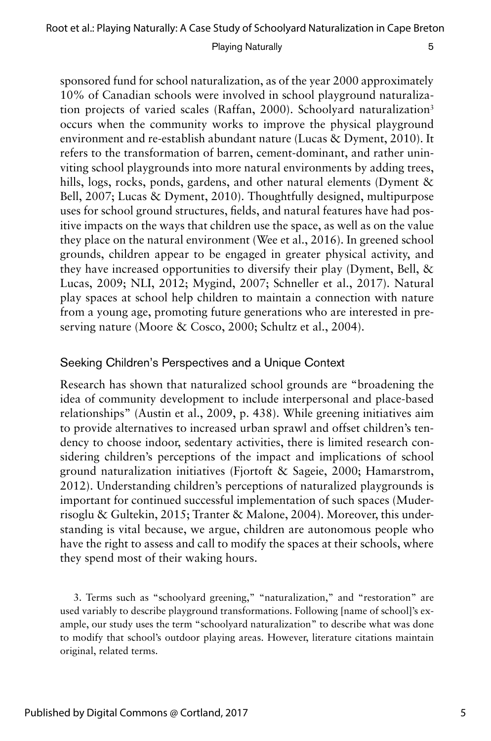sponsored fund for school naturalization, as of the year 2000 approximately 10% of Canadian schools were involved in school playground naturalization projects of varied scales (Raffan, 2000). Schoolyard naturalization[3] occurs when the community works to improve the physical playground environment and re-establish abundant nature (Lucas & Dyment, 2010). It refers to the transformation of barren, cement-dominant, and rather uninviting school playgrounds into more natural environments by adding trees, hills, logs, rocks, ponds, gardens, and other natural elements (Dyment & Bell, 2007; Lucas & Dyment, 2010). Thoughtfully designed, multipurpose uses for school ground structures, fields, and natural features have had positive impacts on the ways that children use the space, as well as on the value they place on the natural environment (Wee et al., 2016). In greened school grounds, children appear to be engaged in greater physical activity, and they have increased opportunities to diversify their play (Dyment, Bell, & Lucas, 2009; NLI, 2012; Mygind, 2007; Schneller et al., 2017). Natural play spaces at school help children to maintain a connection with nature from a young age, promoting future generations who are interested in preserving nature (Moore & Cosco, 2000; Schultz et al., 2004).

## Seeking Children's Perspectives and a Unique Context

Research has shown that naturalized school grounds are "broadening the idea of community development to include interpersonal and place-based relationships" (Austin et al., 2009, p. 438). While greening initiatives aim to provide alternatives to increased urban sprawl and offset children's tendency to choose indoor, sedentary activities, there is limited research considering children's perceptions of the impact and implications of school ground naturalization initiatives (Fjortoft & Sageie, 2000; Hamarstrom, 2012). Understanding children's perceptions of naturalized playgrounds is important for continued successful implementation of such spaces (Muderrisoglu & Gultekin, 2015; Tranter & Malone, 2004). Moreover, this understanding is vital because, we argue, children are autonomous people who have the right to assess and call to modify the spaces at their schools, where they spend most of their waking hours.

3. Terms such as "schoolyard greening," "naturalization," and "restoration" are used variably to describe playground transformations. Following [name of school]'s example, our study uses the term "schoolyard naturalization" to describe what was done to modify that school's outdoor playing areas. However, literature citations maintain original, related terms.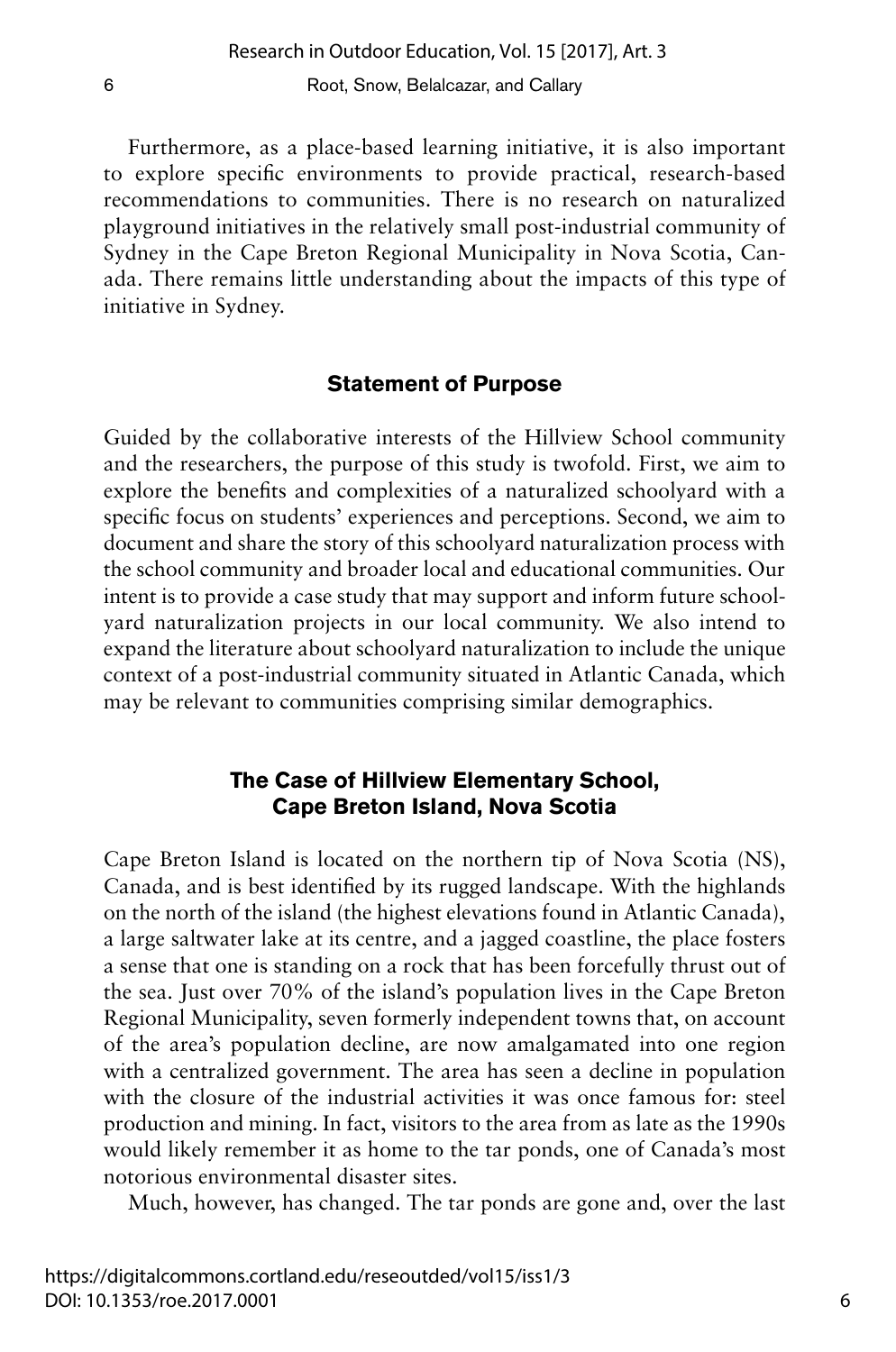Furthermore, as a place-based learning initiative, it is also important to explore specific environments to provide practical, research-based recommendations to communities. There is no research on naturalized playground initiatives in the relatively small post-industrial community of Sydney in the Cape Breton Regional Municipality in Nova Scotia, Canada. There remains little understanding about the impacts of this type of initiative in Sydney.

## Statement of Purpose

Guided by the collaborative interests of the Hillview School community and the researchers, the purpose of this study is twofold. First, we aim to explore the benefits and complexities of a naturalized schoolyard with a specific focus on students' experiences and perceptions. Second, we aim to document and share the story of this schoolyard naturalization process with the school community and broader local and educational communities. Our intent is to provide a case study that may support and inform future schoolyard naturalization projects in our local community. We also intend to expand the literature about schoolyard naturalization to include the unique context of a post-industrial community situated in Atlantic Canada, which may be relevant to communities comprising similar demographics.

## The Case of Hillview Elementary School, Cape Breton Island, Nova Scotia

Cape Breton Island is located on the northern tip of Nova Scotia (NS), Canada, and is best identified by its rugged landscape. With the highlands on the north of the island (the highest elevations found in Atlantic Canada), a large saltwater lake at its centre, and a jagged coastline, the place fosters a sense that one is standing on a rock that has been forcefully thrust out of the sea. Just over 70% of the island's population lives in the Cape Breton Regional Municipality, seven formerly independent towns that, on account of the area's population decline, are now amalgamated into one region with a centralized government. The area has seen a decline in population with the closure of the industrial activities it was once famous for: steel production and mining. In fact, visitors to the area from as late as the 1990s would likely remember it as home to the tar ponds, one of Canada's most notorious environmental disaster sites.

Much, however, has changed. The tar ponds are gone and, over the last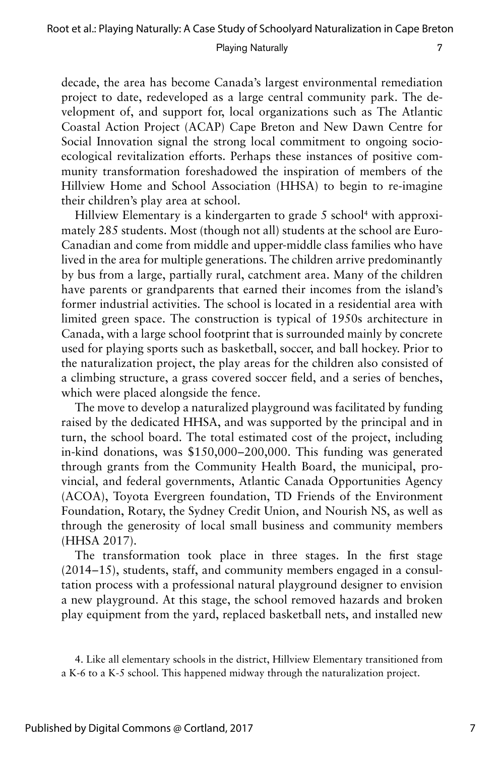decade, the area has become Canada's largest environmental remediation project to date, redeveloped as a large central community park. The development of, and support for, local organizations such as The Atlantic Coastal Action Project (ACAP) Cape Breton and New Dawn Centre for Social Innovation signal the strong local commitment to ongoing socio-ecological revitalization efforts. Perhaps these instances of positive community transformation foreshadowed the inspiration of members of the Hillview Home and School Association (HHSA) to begin to re-imagine their children's play area at school.

Hillview Elementary is a kindergarten to grade 5 school[4] with approximately 285 students. Most (though not all) students at the school are Euro-Canadian and come from middle and upper-middle class families who have lived in the area for multiple generations. The children arrive predominantly by bus from a large, partially rural, catchment area. Many of the children have parents or grandparents that earned their incomes from the island's former industrial activities. The school is located in a residential area with limited green space. The construction is typical of 1950s architecture in Canada, with a large school footprint that is surrounded mainly by concrete used for playing sports such as basketball, soccer, and ball hockey. Prior to the naturalization project, the play areas for the children also consisted of a climbing structure, a grass covered soccer field, and a series of benches, which were placed alongside the fence.

The move to develop a naturalized playground was facilitated by funding raised by the dedicated HHSA, and was supported by the principal and in turn, the school board. The total estimated cost of the project, including in-kind donations, was $150,000–200,000. This funding was generated through grants from the Community Health Board, the municipal, provincial, and federal governments, Atlantic Canada Opportunities Agency (ACOA), Toyota Evergreen foundation, TD Friends of the Environment Foundation, Rotary, the Sydney Credit Union, and Nourish NS, as well as through the generosity of local small business and community members (HHSA 2017).

The transformation took place in three stages. In the first stage (2014–15), students, staff, and community members engaged in a consultation process with a professional natural playground designer to envision a new playground. At this stage, the school removed hazards and broken play equipment from the yard, replaced basketball nets, and installed new

4. Like all elementary schools in the district, Hillview Elementary transitioned from a K-6 to a K-5 school. This happened midway through the naturalization project.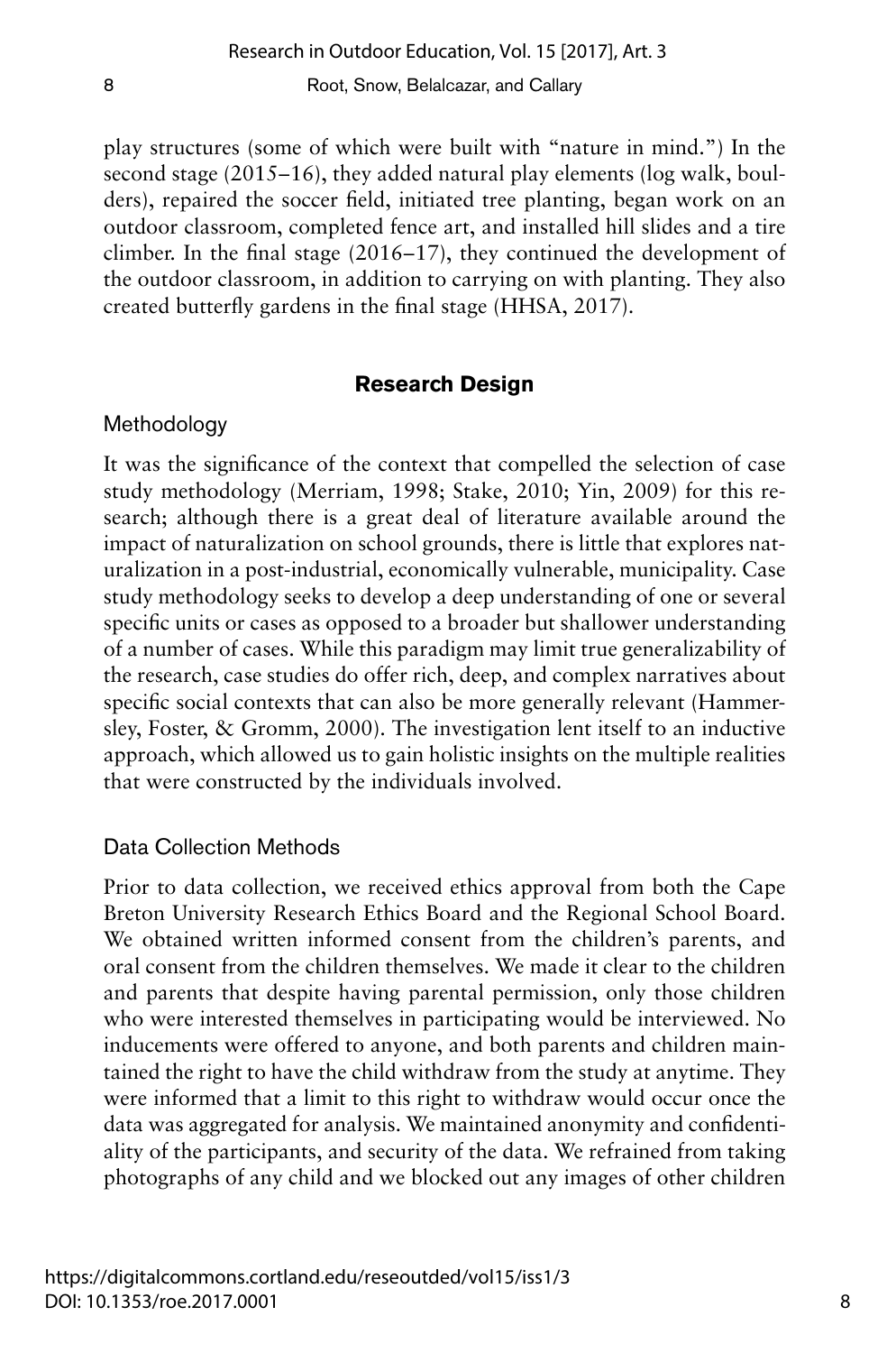play structures (some of which were built with "nature in mind.") In the second stage (2015–16), they added natural play elements (log walk, boulders), repaired the soccer field, initiated tree planting, began work on an outdoor classroom, completed fence art, and installed hill slides and a tire climber. In the final stage (2016–17), they continued the development of the outdoor classroom, in addition to carrying on with planting. They also created butterfly gardens in the final stage (HHSA, 2017).

## Research Design

### Methodology

It was the significance of the context that compelled the selection of case study methodology (Merriam, 1998; Stake, 2010; Yin, 2009) for this research; although there is a great deal of literature available around the impact of naturalization on school grounds, there is little that explores naturalization in a post-industrial, economically vulnerable, municipality. Case study methodology seeks to develop a deep understanding of one or several specific units or cases as opposed to a broader but shallower understanding of a number of cases. While this paradigm may limit true generalizability of the research, case studies do offer rich, deep, and complex narratives about specific social contexts that can also be more generally relevant (Hammersley, Foster, & Gromm, 2000). The investigation lent itself to an inductive approach, which allowed us to gain holistic insights on the multiple realities that were constructed by the individuals involved.

### Data Collection Methods

Prior to data collection, we received ethics approval from both the Cape Breton University Research Ethics Board and the Regional School Board. We obtained written informed consent from the children's parents, and oral consent from the children themselves. We made it clear to the children and parents that despite having parental permission, only those children who were interested themselves in participating would be interviewed. No inducements were offered to anyone, and both parents and children maintained the right to have the child withdraw from the study at anytime. They were informed that a limit to this right to withdraw would occur once the data was aggregated for analysis. We maintained anonymity and confidentiality of the participants, and security of the data. We refrained from taking photographs of any child and we blocked out any images of other children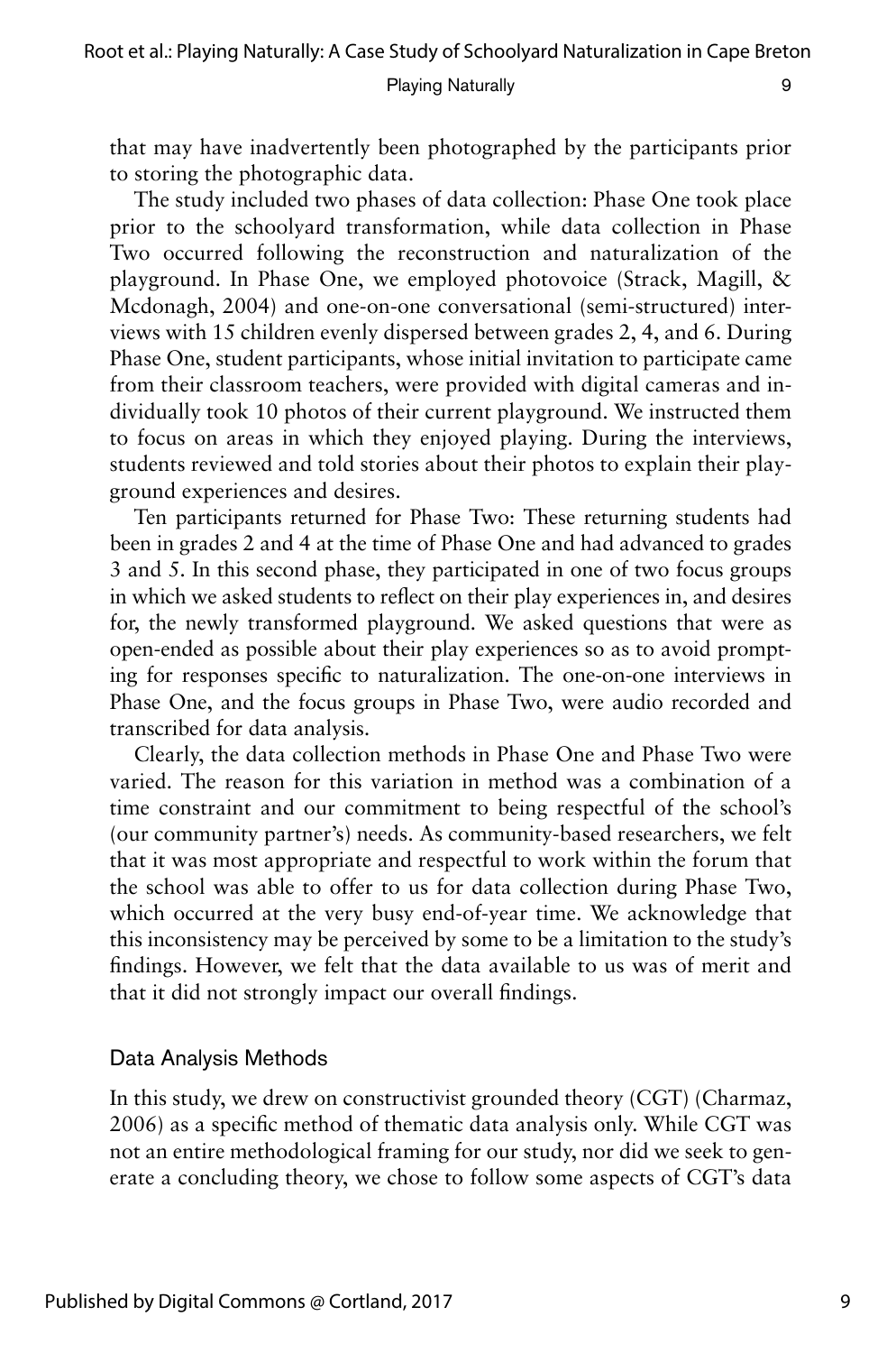that may have inadvertently been photographed by the participants prior to storing the photographic data.

The study included two phases of data collection: Phase One took place prior to the schoolyard transformation, while data collection in Phase Two occurred following the reconstruction and naturalization of the playground. In Phase One, we employed photovoice (Strack, Magill, & Mcdonagh, 2004) and one-on-one conversational (semi-structured) interviews with 15 children evenly dispersed between grades 2, 4, and 6. During Phase One, student participants, whose initial invitation to participate came from their classroom teachers, were provided with digital cameras and individually took 10 photos of their current playground. We instructed them to focus on areas in which they enjoyed playing. During the interviews, students reviewed and told stories about their photos to explain their playground experiences and desires.

Ten participants returned for Phase Two: These returning students had been in grades 2 and 4 at the time of Phase One and had advanced to grades 3 and 5. In this second phase, they participated in one of two focus groups in which we asked students to reflect on their play experiences in, and desires for, the newly transformed playground. We asked questions that were as open-ended as possible about their play experiences so as to avoid prompting for responses specific to naturalization. The one-on-one interviews in Phase One, and the focus groups in Phase Two, were audio recorded and transcribed for data analysis.

Clearly, the data collection methods in Phase One and Phase Two were varied. The reason for this variation in method was a combination of a time constraint and our commitment to being respectful of the school's (our community partner's) needs. As community-based researchers, we felt that it was most appropriate and respectful to work within the forum that the school was able to offer to us for data collection during Phase Two, which occurred at the very busy end-of-year time. We acknowledge that this inconsistency may be perceived by some to be a limitation to the study's findings. However, we felt that the data available to us was of merit and that it did not strongly impact our overall findings.

## Data Analysis Methods

In this study, we drew on constructivist grounded theory (CGT) (Charmaz, 2006) as a specific method of thematic data analysis only. While CGT was not an entire methodological framing for our study, nor did we seek to generate a concluding theory, we chose to follow some aspects of CGT's data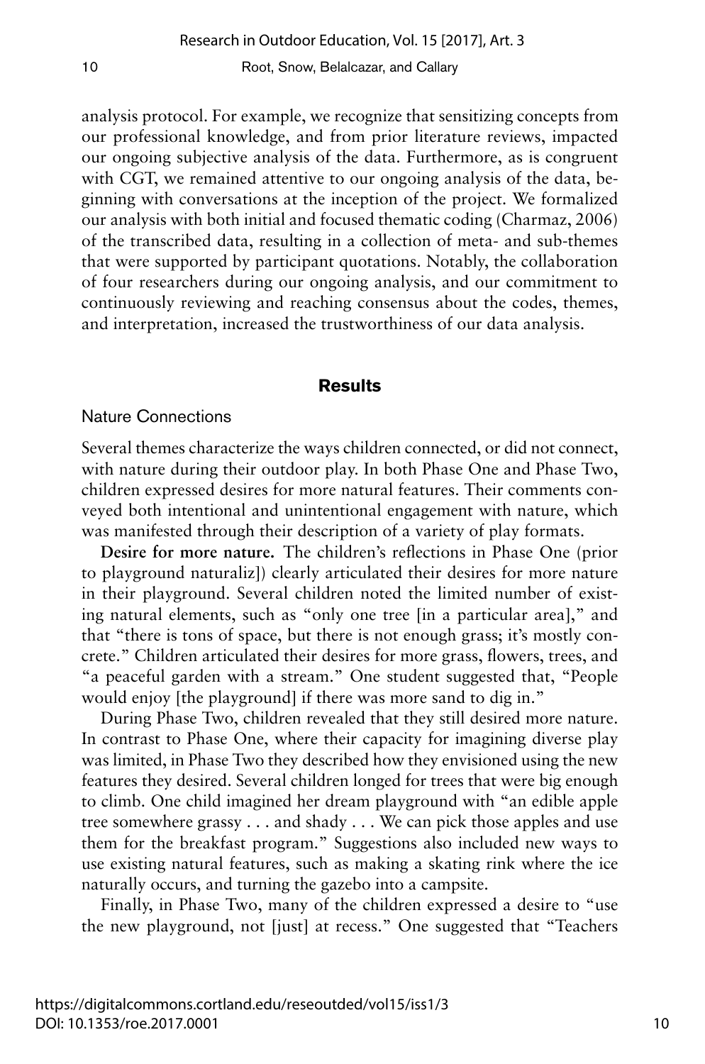analysis protocol. For example, we recognize that sensitizing concepts from our professional knowledge, and from prior literature reviews, impacted our ongoing subjective analysis of the data. Furthermore, as is congruent with CGT, we remained attentive to our ongoing analysis of the data, beginning with conversations at the inception of the project. We formalized our analysis with both initial and focused thematic coding (Charmaz, 2006) of the transcribed data, resulting in a collection of meta- and sub-themes that were supported by participant quotations. Notably, the collaboration of four researchers during our ongoing analysis, and our commitment to continuously reviewing and reaching consensus about the codes, themes, and interpretation, increased the trustworthiness of our data analysis.

## Results

### Nature Connections

Several themes characterize the ways children connected, or did not connect, with nature during their outdoor play. In both Phase One and Phase Two, children expressed desires for more natural features. Their comments conveyed both intentional and unintentional engagement with nature, which was manifested through their description of a variety of play formats.

**Desire for more nature.** The children's reflections in Phase One (prior to playground naturaliz]) clearly articulated their desires for more nature in their playground. Several children noted the limited number of existing natural elements, such as "only one tree [in a particular area]," and that "there is tons of space, but there is not enough grass; it's mostly concrete." Children articulated their desires for more grass, flowers, trees, and "a peaceful garden with a stream." One student suggested that, "People would enjoy [the playground] if there was more sand to dig in."

During Phase Two, children revealed that they still desired more nature. In contrast to Phase One, where their capacity for imagining diverse play was limited, in Phase Two they described how they envisioned using the new features they desired. Several children longed for trees that were big enough to climb. One child imagined her dream playground with "an edible apple tree somewhere grassy . . . and shady . . . We can pick those apples and use them for the breakfast program." Suggestions also included new ways to use existing natural features, such as making a skating rink where the ice naturally occurs, and turning the gazebo into a campsite.

Finally, in Phase Two, many of the children expressed a desire to "use the new playground, not [just] at recess." One suggested that "Teachers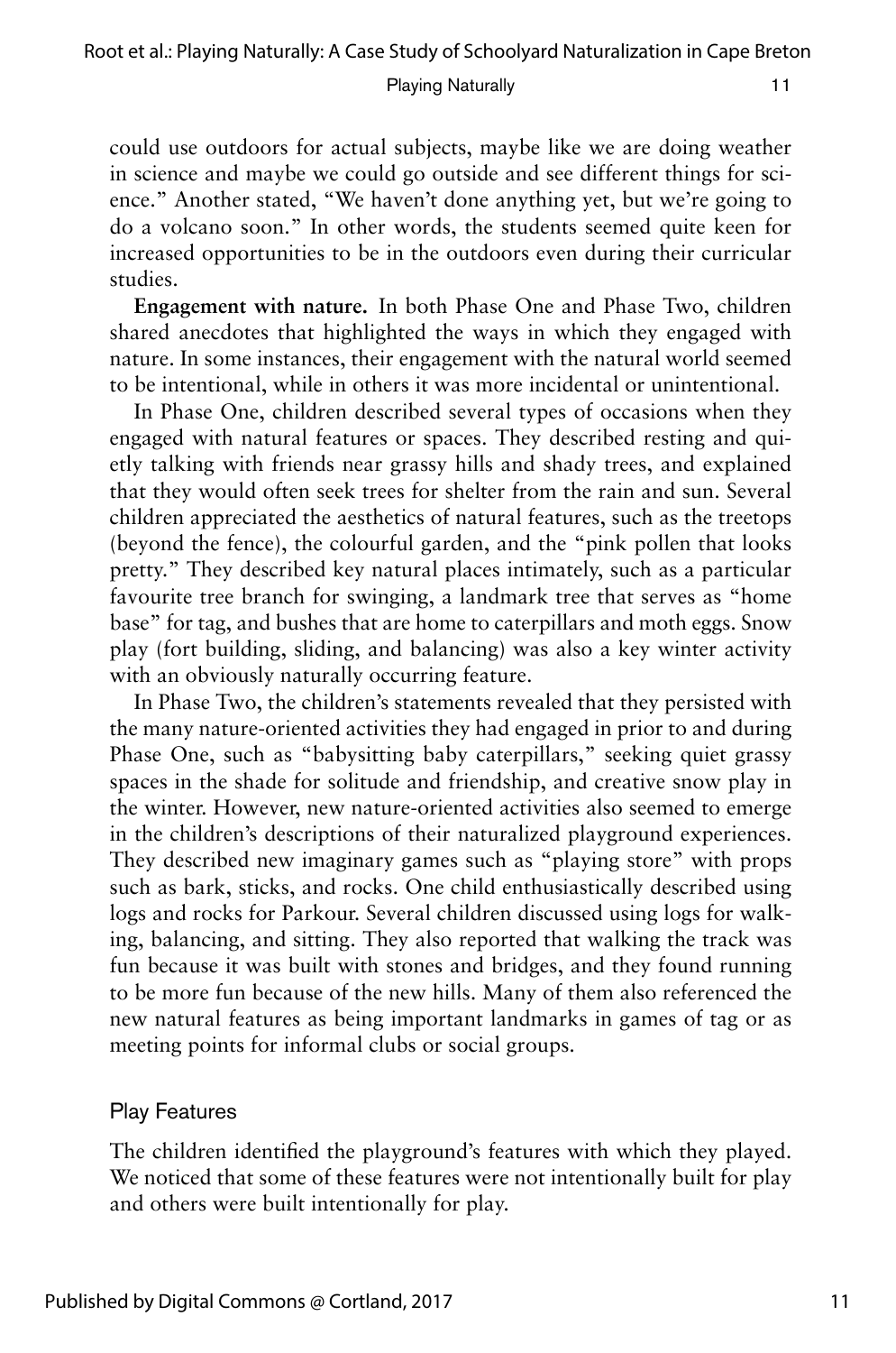could use outdoors for actual subjects, maybe like we are doing weather in science and maybe we could go outside and see different things for science." Another stated, "We haven't done anything yet, but we're going to do a volcano soon." In other words, the students seemed quite keen for increased opportunities to be in the outdoors even during their curricular studies.

**Engagement with nature.** In both Phase One and Phase Two, children shared anecdotes that highlighted the ways in which they engaged with nature. In some instances, their engagement with the natural world seemed to be intentional, while in others it was more incidental or unintentional.

In Phase One, children described several types of occasions when they engaged with natural features or spaces. They described resting and quietly talking with friends near grassy hills and shady trees, and explained that they would often seek trees for shelter from the rain and sun. Several children appreciated the aesthetics of natural features, such as the treetops (beyond the fence), the colourful garden, and the "pink pollen that looks pretty." They described key natural places intimately, such as a particular favourite tree branch for swinging, a landmark tree that serves as "home base" for tag, and bushes that are home to caterpillars and moth eggs. Snow play (fort building, sliding, and balancing) was also a key winter activity with an obviously naturally occurring feature.

In Phase Two, the children's statements revealed that they persisted with the many nature-oriented activities they had engaged in prior to and during Phase One, such as "babysitting baby caterpillars," seeking quiet grassy spaces in the shade for solitude and friendship, and creative snow play in the winter. However, new nature-oriented activities also seemed to emerge in the children's descriptions of their naturalized playground experiences. They described new imaginary games such as "playing store" with props such as bark, sticks, and rocks. One child enthusiastically described using logs and rocks for Parkour. Several children discussed using logs for walking, balancing, and sitting. They also reported that walking the track was fun because it was built with stones and bridges, and they found running to be more fun because of the new hills. Many of them also referenced the new natural features as being important landmarks in games of tag or as meeting points for informal clubs or social groups.

### Play Features

The children identified the playground's features with which they played. We noticed that some of these features were not intentionally built for play and others were built intentionally for play.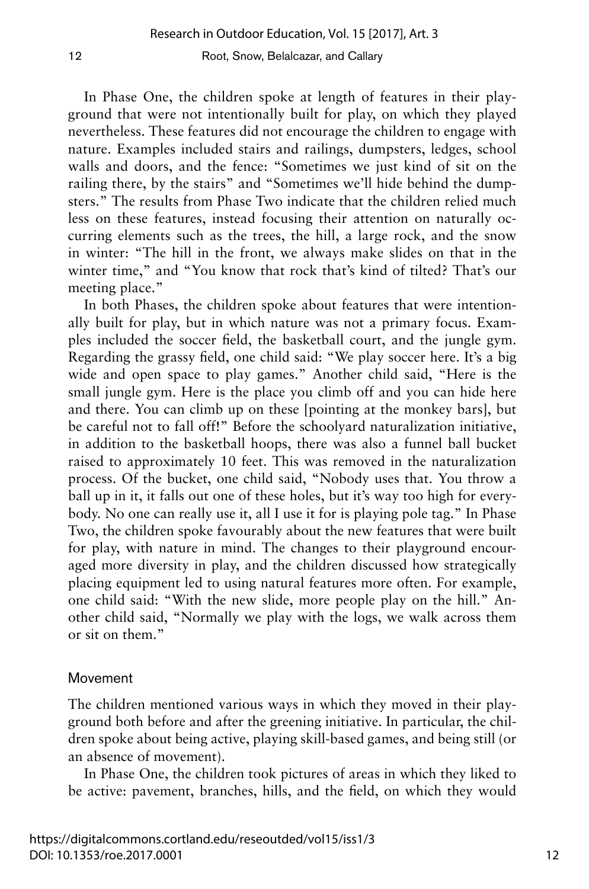In Phase One, the children spoke at length of features in their playground that were not intentionally built for play, on which they played nevertheless. These features did not encourage the children to engage with nature. Examples included stairs and railings, dumpsters, ledges, school walls and doors, and the fence: "Sometimes we just kind of sit on the railing there, by the stairs" and "Sometimes we'll hide behind the dumpsters." The results from Phase Two indicate that the children relied much less on these features, instead focusing their attention on naturally occurring elements such as the trees, the hill, a large rock, and the snow in winter: "The hill in the front, we always make slides on that in the winter time," and "You know that rock that's kind of tilted? That's our meeting place."

In both Phases, the children spoke about features that were intentionally built for play, but in which nature was not a primary focus. Examples included the soccer field, the basketball court, and the jungle gym. Regarding the grassy field, one child said: "We play soccer here. It's a big wide and open space to play games." Another child said, "Here is the small jungle gym. Here is the place you climb off and you can hide here and there. You can climb up on these [pointing at the monkey bars], but be careful not to fall off!" Before the schoolyard naturalization initiative, in addition to the basketball hoops, there was also a funnel ball bucket raised to approximately 10 feet. This was removed in the naturalization process. Of the bucket, one child said, "Nobody uses that. You throw a ball up in it, it falls out one of these holes, but it's way too high for everybody. No one can really use it, all I use it for is playing pole tag." In Phase Two, the children spoke favourably about the new features that were built for play, with nature in mind. The changes to their playground encouraged more diversity in play, and the children discussed how strategically placing equipment led to using natural features more often. For example, one child said: "With the new slide, more people play on the hill." Another child said, "Normally we play with the logs, we walk across them or sit on them."

### Movement

The children mentioned various ways in which they moved in their playground both before and after the greening initiative. In particular, the children spoke about being active, playing skill-based games, and being still (or an absence of movement).

In Phase One, the children took pictures of areas in which they liked to be active: pavement, branches, hills, and the field, on which they would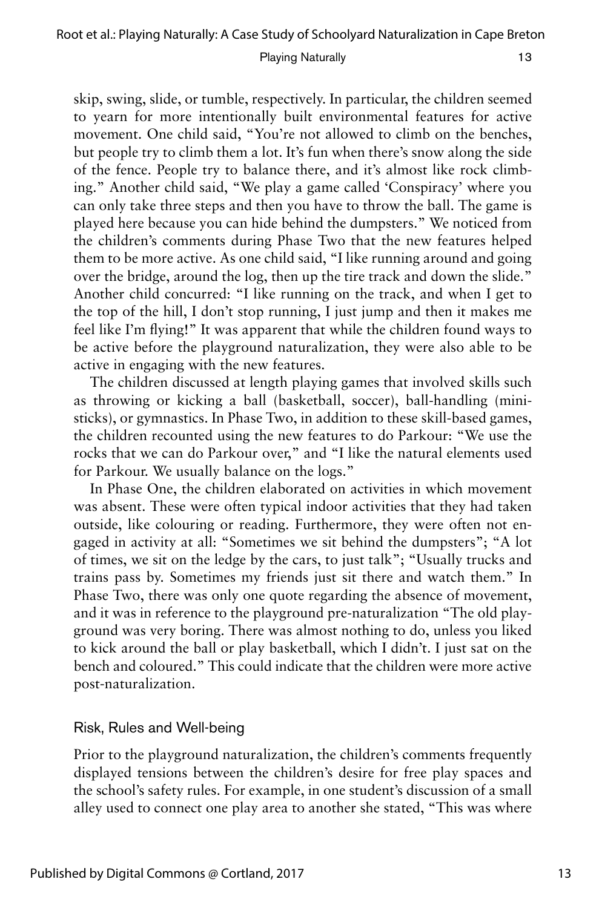skip, swing, slide, or tumble, respectively. In particular, the children seemed to yearn for more intentionally built environmental features for active movement. One child said, "You're not allowed to climb on the benches, but people try to climb them a lot. It's fun when there's snow along the side of the fence. People try to balance there, and it's almost like rock climbing." Another child said, "We play a game called 'Conspiracy' where you can only take three steps and then you have to throw the ball. The game is played here because you can hide behind the dumpsters." We noticed from the children's comments during Phase Two that the new features helped them to be more active. As one child said, "I like running around and going over the bridge, around the log, then up the tire track and down the slide." Another child concurred: "I like running on the track, and when I get to the top of the hill, I don't stop running, I just jump and then it makes me feel like I'm flying!" It was apparent that while the children found ways to be active before the playground naturalization, they were also able to be active in engaging with the new features.

The children discussed at length playing games that involved skills such as throwing or kicking a ball (basketball, soccer), ball-handling (mini-sticks), or gymnastics. In Phase Two, in addition to these skill-based games, the children recounted using the new features to do Parkour: "We use the rocks that we can do Parkour over," and "I like the natural elements used for Parkour. We usually balance on the logs."

In Phase One, the children elaborated on activities in which movement was absent. These were often typical indoor activities that they had taken outside, like colouring or reading. Furthermore, they were often not engaged in activity at all: "Sometimes we sit behind the dumpsters"; "A lot of times, we sit on the ledge by the cars, to just talk"; "Usually trucks and trains pass by. Sometimes my friends just sit there and watch them." In Phase Two, there was only one quote regarding the absence of movement, and it was in reference to the playground pre-naturalization "The old playground was very boring. There was almost nothing to do, unless you liked to kick around the ball or play basketball, which I didn't. I just sat on the bench and coloured." This could indicate that the children were more active post-naturalization.

### Risk, Rules and Well-being

Prior to the playground naturalization, the children's comments frequently displayed tensions between the children's desire for free play spaces and the school's safety rules. For example, in one student's discussion of a small alley used to connect one play area to another she stated, "This was where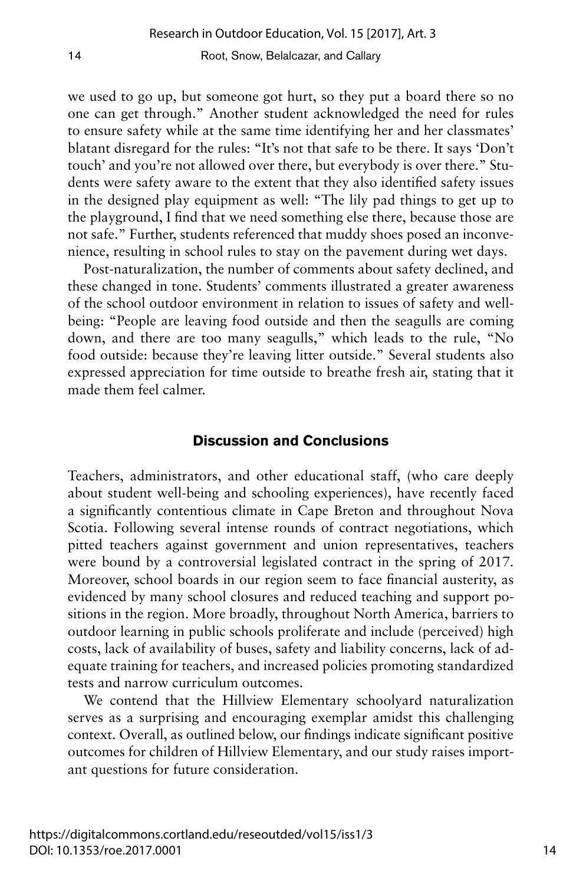we used to go up, but someone got hurt, so they put a board there so no one can get through." Another student acknowledged the need for rules to ensure safety while at the same time identifying her and her classmates' blatant disregard for the rules: "It's not that safe to be there. It says 'Don't touch' and you're not allowed over there, but everybody is over there." Students were safety aware to the extent that they also identified safety issues in the designed play equipment as well: "The lily pad things to get up to the playground, I find that we need something else there, because those are not safe." Further, students referenced that muddy shoes posed an inconvenience, resulting in school rules to stay on the pavement during wet days.

Post-naturalization, the number of comments about safety declined, and these changed in tone. Students' comments illustrated a greater awareness of the school outdoor environment in relation to issues of safety and well-being: "People are leaving food outside and then the seagulls are coming down, and there are too many seagulls," which leads to the rule, "No food outside: because they're leaving litter outside." Several students also expressed appreciation for time outside to breathe fresh air, stating that it made them feel calmer.

## Discussion and Conclusions

Teachers, administrators, and other educational staff, (who care deeply about student well-being and schooling experiences), have recently faced a significantly contentious climate in Cape Breton and throughout Nova Scotia. Following several intense rounds of contract negotiations, which pitted teachers against government and union representatives, teachers were bound by a controversial legislated contract in the spring of 2017. Moreover, school boards in our region seem to face financial austerity, as evidenced by many school closures and reduced teaching and support positions in the region. More broadly, throughout North America, barriers to outdoor learning in public schools proliferate and include (perceived) high costs, lack of availability of buses, safety and liability concerns, lack of adequate training for teachers, and increased policies promoting standardized tests and narrow curriculum outcomes.

We contend that the Hillview Elementary schoolyard naturalization serves as a surprising and encouraging exemplar amidst this challenging context. Overall, as outlined below, our findings indicate significant positive outcomes for children of Hillview Elementary, and our study raises important questions for future consideration.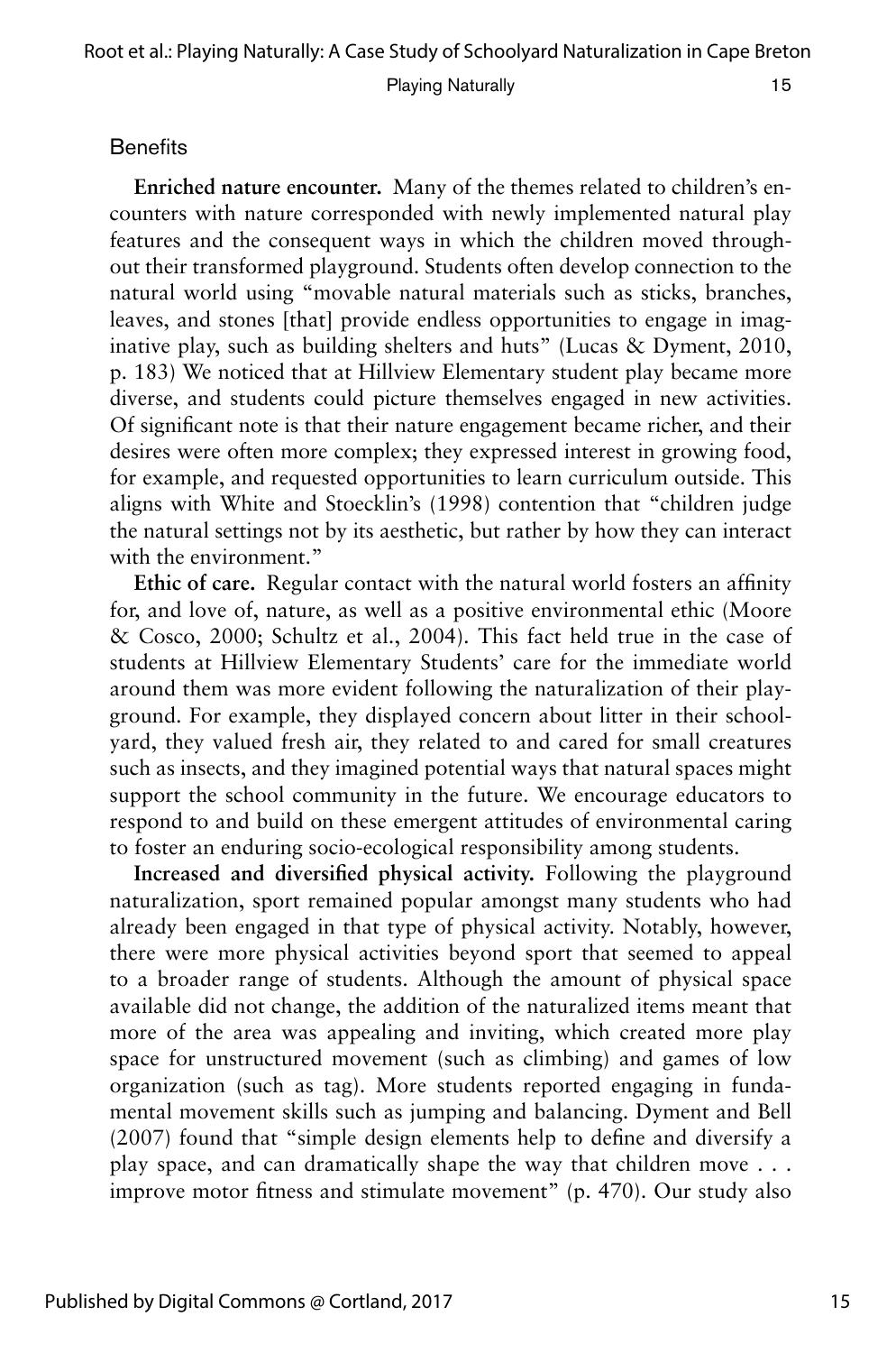### Benefits

**Enriched nature encounter.** Many of the themes related to children's encounters with nature corresponded with newly implemented natural play features and the consequent ways in which the children moved throughout their transformed playground. Students often develop connection to the natural world using "movable natural materials such as sticks, branches, leaves, and stones [that] provide endless opportunities to engage in imaginative play, such as building shelters and huts" (Lucas & Dyment, 2010, p. 183) We noticed that at Hillview Elementary student play became more diverse, and students could picture themselves engaged in new activities. Of significant note is that their nature engagement became richer, and their desires were often more complex; they expressed interest in growing food, for example, and requested opportunities to learn curriculum outside. This aligns with White and Stoecklin's (1998) contention that "children judge the natural settings not by its aesthetic, but rather by how they can interact with the environment."

**Ethic of care.** Regular contact with the natural world fosters an affinity for, and love of, nature, as well as a positive environmental ethic (Moore & Cosco, 2000; Schultz et al., 2004). This fact held true in the case of students at Hillview Elementary Students' care for the immediate world around them was more evident following the naturalization of their playground. For example, they displayed concern about litter in their schoolyard, they valued fresh air, they related to and cared for small creatures such as insects, and they imagined potential ways that natural spaces might support the school community in the future. We encourage educators to respond to and build on these emergent attitudes of environmental caring to foster an enduring socio-ecological responsibility among students.

**Increased and diversified physical activity.** Following the playground naturalization, sport remained popular amongst many students who had already been engaged in that type of physical activity. Notably, however, there were more physical activities beyond sport that seemed to appeal to a broader range of students. Although the amount of physical space available did not change, the addition of the naturalized items meant that more of the area was appealing and inviting, which created more play space for unstructured movement (such as climbing) and games of low organization (such as tag). More students reported engaging in fundamental movement skills such as jumping and balancing. Dyment and Bell (2007) found that "simple design elements help to define and diversify a play space, and can dramatically shape the way that children move . . . improve motor fitness and stimulate movement" (p. 470). Our study also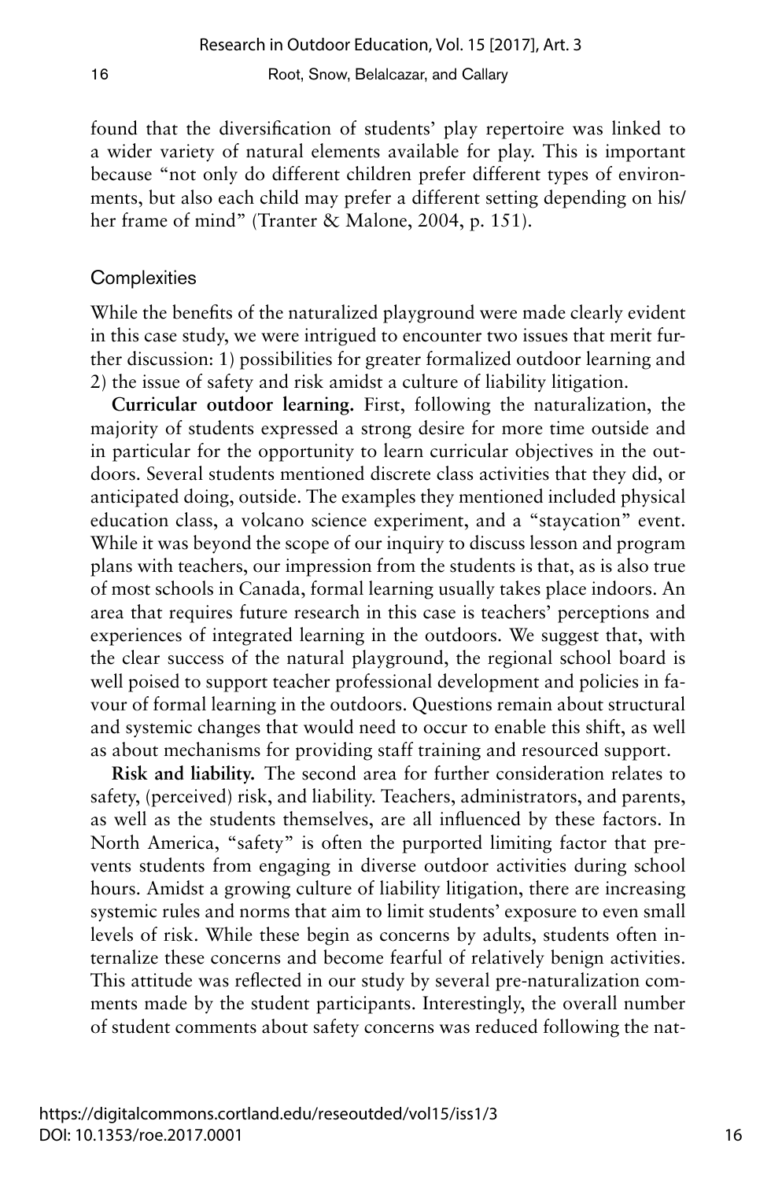found that the diversification of students' play repertoire was linked to a wider variety of natural elements available for play. This is important because "not only do different children prefer different types of environments, but also each child may prefer a different setting depending on his/her frame of mind" (Tranter & Malone, 2004, p. 151).

## Complexities

While the benefits of the naturalized playground were made clearly evident in this case study, we were intrigued to encounter two issues that merit further discussion: 1) possibilities for greater formalized outdoor learning and 2) the issue of safety and risk amidst a culture of liability litigation.

**Curricular outdoor learning.** First, following the naturalization, the majority of students expressed a strong desire for more time outside and in particular for the opportunity to learn curricular objectives in the outdoors. Several students mentioned discrete class activities that they did, or anticipated doing, outside. The examples they mentioned included physical education class, a volcano science experiment, and a "staycation" event. While it was beyond the scope of our inquiry to discuss lesson and program plans with teachers, our impression from the students is that, as is also true of most schools in Canada, formal learning usually takes place indoors. An area that requires future research in this case is teachers' perceptions and experiences of integrated learning in the outdoors. We suggest that, with the clear success of the natural playground, the regional school board is well poised to support teacher professional development and policies in favour of formal learning in the outdoors. Questions remain about structural and systemic changes that would need to occur to enable this shift, as well as about mechanisms for providing staff training and resourced support.

**Risk and liability.** The second area for further consideration relates to safety, (perceived) risk, and liability. Teachers, administrators, and parents, as well as the students themselves, are all influenced by these factors. In North America, "safety" is often the purported limiting factor that prevents students from engaging in diverse outdoor activities during school hours. Amidst a growing culture of liability litigation, there are increasing systemic rules and norms that aim to limit students' exposure to even small levels of risk. While these begin as concerns by adults, students often internalize these concerns and become fearful of relatively benign activities. This attitude was reflected in our study by several pre-naturalization comments made by the student participants. Interestingly, the overall number of student comments about safety concerns was reduced following the nat-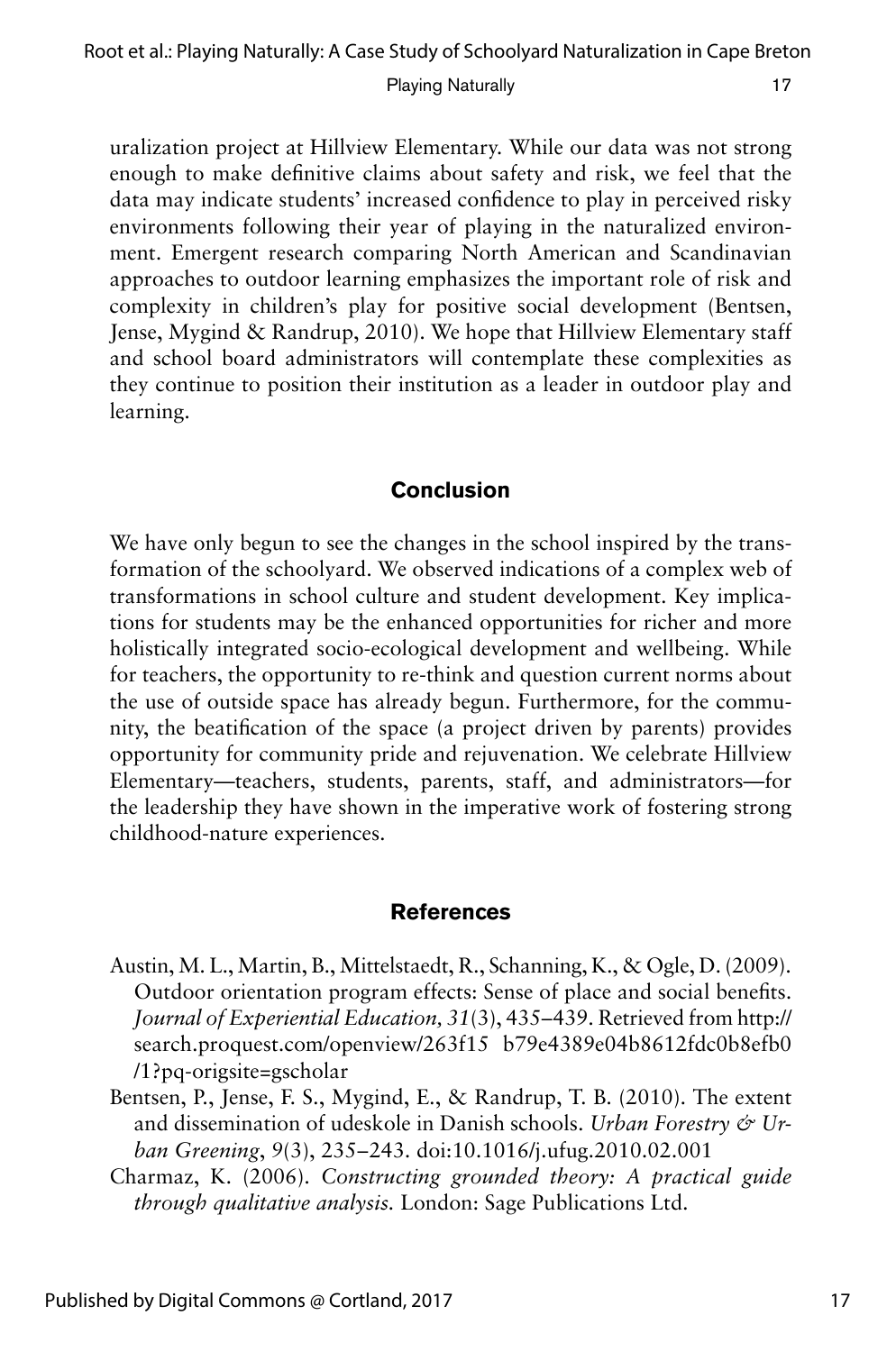uralization project at Hillview Elementary. While our data was not strong enough to make definitive claims about safety and risk, we feel that the data may indicate students' increased confidence to play in perceived risky environments following their year of playing in the naturalized environment. Emergent research comparing North American and Scandinavian approaches to outdoor learning emphasizes the important role of risk and complexity in children's play for positive social development (Bentsen, Jense, Mygind & Randrup, 2010). We hope that Hillview Elementary staff and school board administrators will contemplate these complexities as they continue to position their institution as a leader in outdoor play and learning.

## Conclusion

We have only begun to see the changes in the school inspired by the transformation of the schoolyard. We observed indications of a complex web of transformations in school culture and student development. Key implications for students may be the enhanced opportunities for richer and more holistically integrated socio-ecological development and wellbeing. While for teachers, the opportunity to re-think and question current norms about the use of outside space has already begun. Furthermore, for the community, the beatification of the space (a project driven by parents) provides opportunity for community pride and rejuvenation. We celebrate Hillview Elementary—teachers, students, parents, staff, and administrators—for the leadership they have shown in the imperative work of fostering strong childhood-nature experiences.

## References

Austin, M. L., Martin, B., Mittelstaedt, R., Schanning, K., & Ogle, D. (2009). Outdoor orientation program effects: Sense of place and social benefits. *Journal of Experiential Education, 31*(3), 435–439. Retrieved from http://search.proquest.com/openview/263f15 b79e4389e04b8612fdc0b8efb0/1?pq-origsite=gscholar

Bentsen, P., Jense, F. S., Mygind, E., & Randrup, T. B. (2010). The extent and dissemination of udeskole in Danish schools. *Urban Forestry & Urban Greening*, *9*(3), 235–243. doi:10.1016/j.ufug.2010.02.001

Charmaz, K. (2006). *Constructing grounded theory: A practical guide through qualitative analysis.* London: Sage Publications Ltd.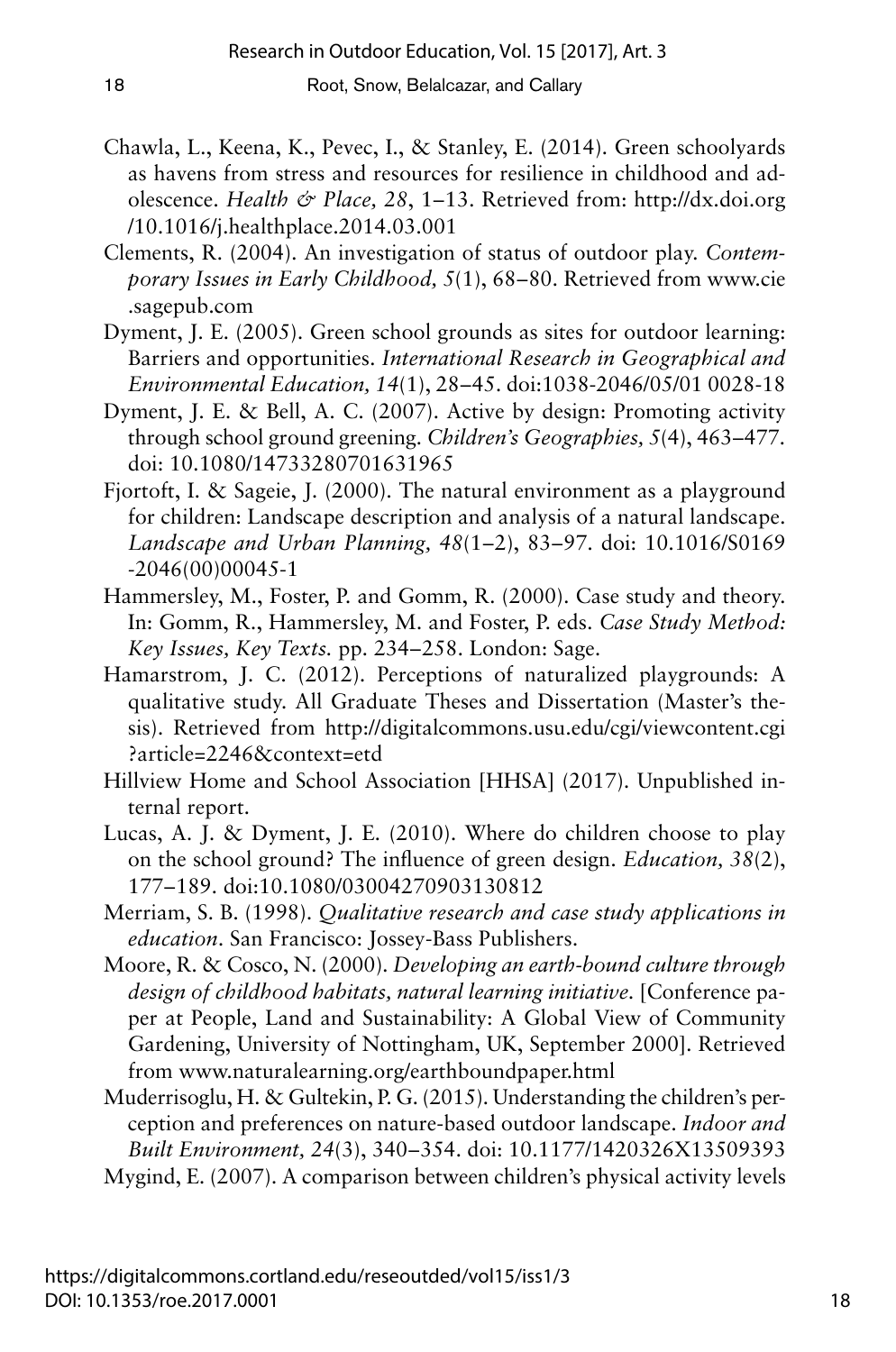Chawla, L., Keena, K., Pevec, I., & Stanley, E. (2014). Green schoolyards as havens from stress and resources for resilience in childhood and adolescence. *Health & Place, 28*, 1–13. Retrieved from: http://dx.doi.org/10.1016/j.healthplace.2014.03.001

Clements, R. (2004). An investigation of status of outdoor play. *Contemporary Issues in Early Childhood, 5*(1), 68–80. Retrieved from www.cie.sagepub.com

Dyment, J. E. (2005). Green school grounds as sites for outdoor learning: Barriers and opportunities. *International Research in Geographical and Environmental Education, 14*(1), 28–45. doi:1038-2046/05/01 0028-18

Dyment, J. E. & Bell, A. C. (2007). Active by design: Promoting activity through school ground greening. *Children's Geographies, 5*(4), 463–477. doi: 10.1080/14733280701631965

Fjortoft, I. & Sageie, J. (2000). The natural environment as a playground for children: Landscape description and analysis of a natural landscape. *Landscape and Urban Planning, 48*(1–2), 83–97. doi: 10.1016/S0169-2046(00)00045-1

Hammersley, M., Foster, P. and Gomm, R. (2000). Case study and theory. In: Gomm, R., Hammersley, M. and Foster, P. eds. *Case Study Method: Key Issues, Key Texts.* pp. 234–258. London: Sage.

Hamarstrom, J. C. (2012). Perceptions of naturalized playgrounds: A qualitative study. All Graduate Theses and Dissertation (Master's thesis). Retrieved from http://digitalcommons.usu.edu/cgi/viewcontent.cgi?article=2246&context=etd

Hillview Home and School Association [HHSA] (2017). Unpublished internal report.

Lucas, A. J. & Dyment, J. E. (2010). Where do children choose to play on the school ground? The influence of green design. *Education, 38*(2), 177–189. doi:10.1080/03004270903130812

Merriam, S. B. (1998). *Qualitative research and case study applications in education*. San Francisco: Jossey-Bass Publishers.

Moore, R. & Cosco, N. (2000). *Developing an earth-bound culture through design of childhood habitats, natural learning initiative.* [Conference paper at People, Land and Sustainability: A Global View of Community Gardening, University of Nottingham, UK, September 2000]. Retrieved from www.naturalearning.org/earthboundpaper.html

Muderrisoglu, H. & Gultekin, P. G. (2015). Understanding the children's perception and preferences on nature-based outdoor landscape. *Indoor and Built Environment, 24*(3), 340–354. doi: 10.1177/1420326X13509393

Mygind, E. (2007). A comparison between children's physical activity levels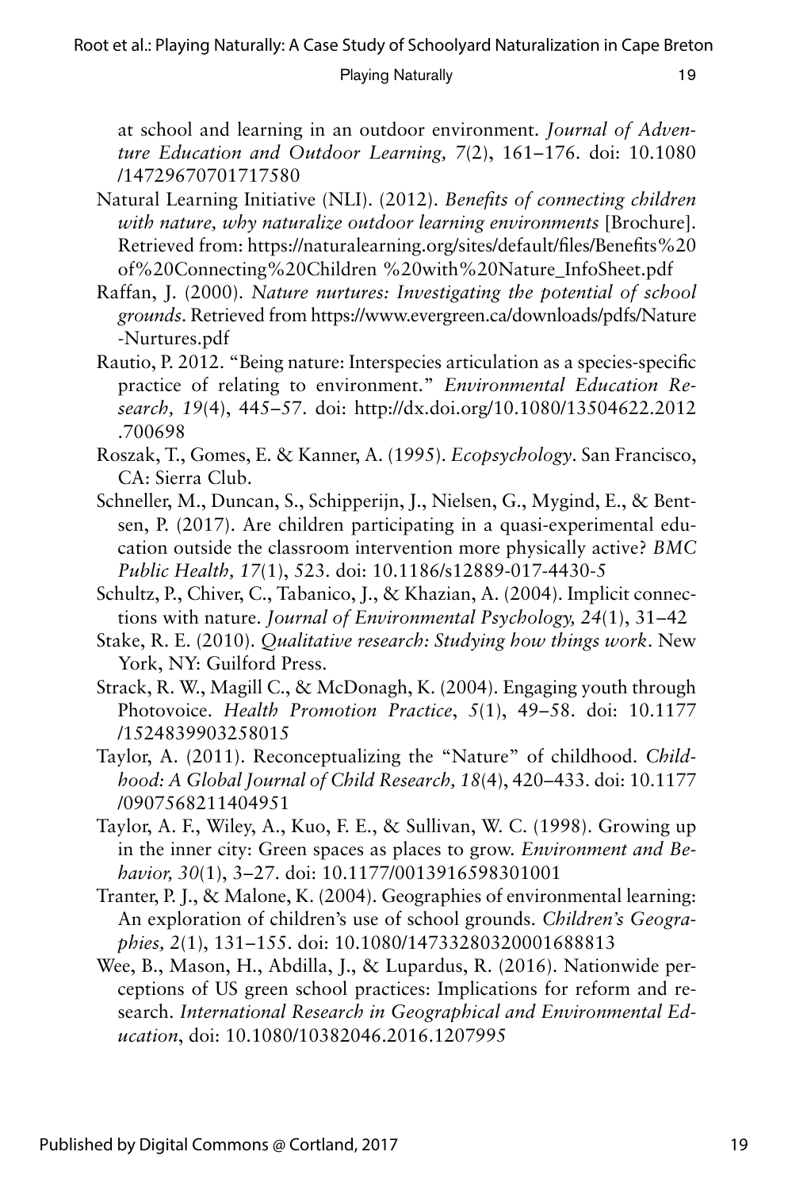at school and learning in an outdoor environment. *Journal of Adventure Education and Outdoor Learning, 7*(2), 161–176. doi: 10.1080/14729670701717580

Natural Learning Initiative (NLI). (2012). *Benefits of connecting children with nature, why naturalize outdoor learning environments* [Brochure]. Retrieved from: https://naturalearning.org/sites/default/files/Benefits%20of%20Connecting%20Children %20with%20Nature_InfoSheet.pdf

Raffan, J. (2000). *Nature nurtures: Investigating the potential of school grounds*. Retrieved from https://www.evergreen.ca/downloads/pdfs/Nature-Nurtures.pdf

Rautio, P. 2012. "Being nature: Interspecies articulation as a species-specific practice of relating to environment." *Environmental Education Research, 19*(4), 445–57. doi: http://dx.doi.org/10.1080/13504622.2012.700698

Roszak, T., Gomes, E. & Kanner, A. (1995). *Ecopsychology*. San Francisco, CA: Sierra Club.

Schneller, M., Duncan, S., Schipperijn, J., Nielsen, G., Mygind, E., & Bentsen, P. (2017). Are children participating in a quasi-experimental education outside the classroom intervention more physically active? *BMC Public Health, 17*(1), 523. doi: 10.1186/s12889-017-4430-5

Schultz, P., Chiver, C., Tabanico, J., & Khazian, A. (2004). Implicit connections with nature. *Journal of Environmental Psychology, 24*(1), 31–42

Stake, R. E. (2010). *Qualitative research: Studying how things work*. New York, NY: Guilford Press.

Strack, R. W., Magill C., & McDonagh, K. (2004). Engaging youth through Photovoice. *Health Promotion Practice*, *5*(1), 49–58. doi: 10.1177/1524839903258015

Taylor, A. (2011). Reconceptualizing the "Nature" of childhood. *Childhood: A Global Journal of Child Research, 18*(4), 420–433. doi: 10.1177/0907568211404951

Taylor, A. F., Wiley, A., Kuo, F. E., & Sullivan, W. C. (1998). Growing up in the inner city: Green spaces as places to grow. *Environment and Behavior, 30*(1), 3–27. doi: 10.1177/0013916598301001

Tranter, P. J., & Malone, K. (2004). Geographies of environmental learning: An exploration of children's use of school grounds. *Children's Geographies, 2*(1), 131–155. doi: 10.1080/14733280320001688813

Wee, B., Mason, H., Abdilla, J., & Lupardus, R. (2016). Nationwide perceptions of US green school practices: Implications for reform and research. *International Research in Geographical and Environmental Education*, doi: 10.1080/10382046.2016.1207995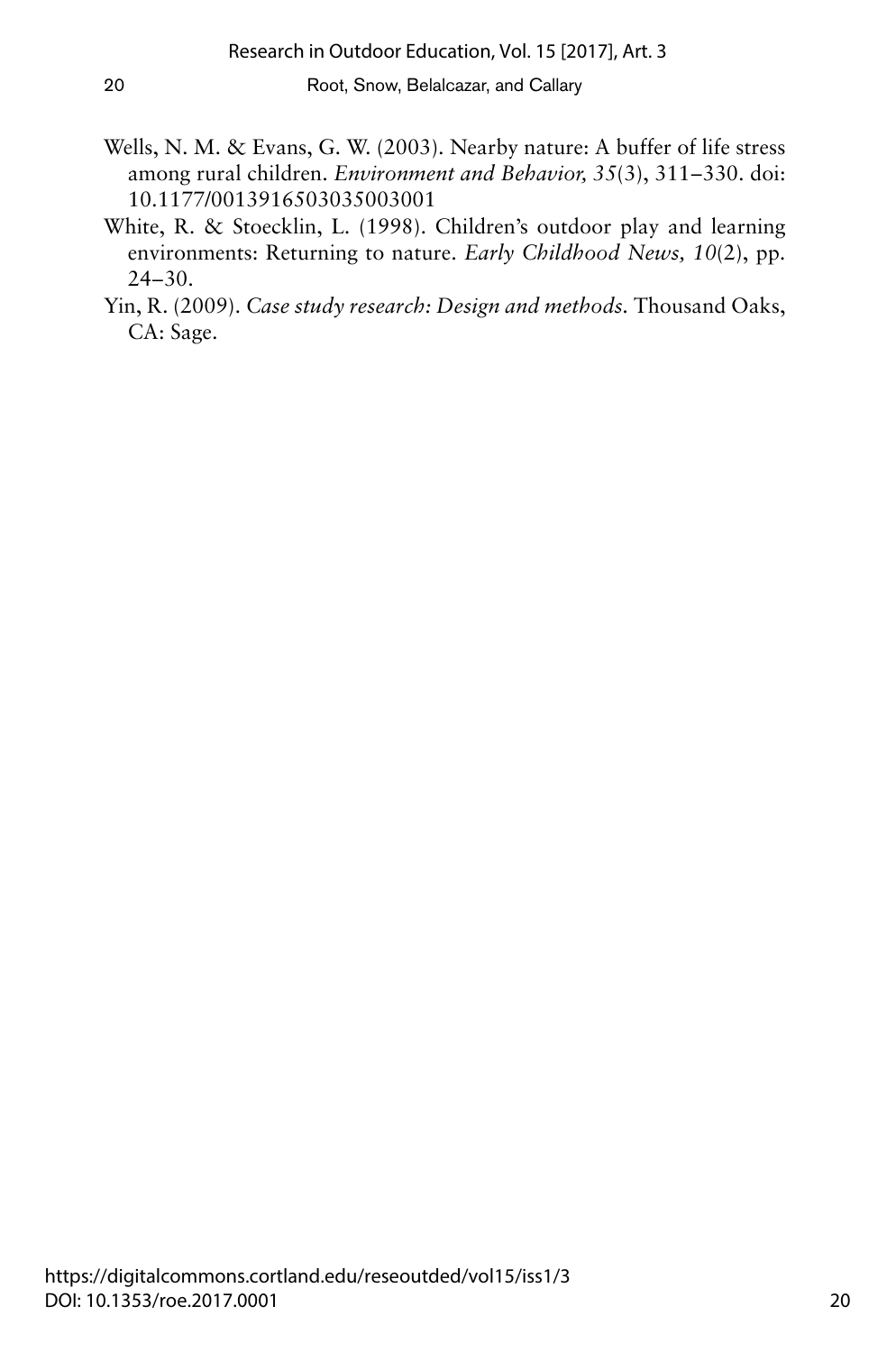Wells, N. M. & Evans, G. W. (2003). Nearby nature: A buffer of life stress among rural children. *Environment and Behavior, 35*(3), 311–330. doi: 10.1177/0013916503035003001

White, R. & Stoecklin, L. (1998). Children's outdoor play and learning environments: Returning to nature. *Early Childhood News, 10*(2), pp. 24–30.

Yin, R. (2009). *Case study research: Design and methods*. Thousand Oaks, CA: Sage.